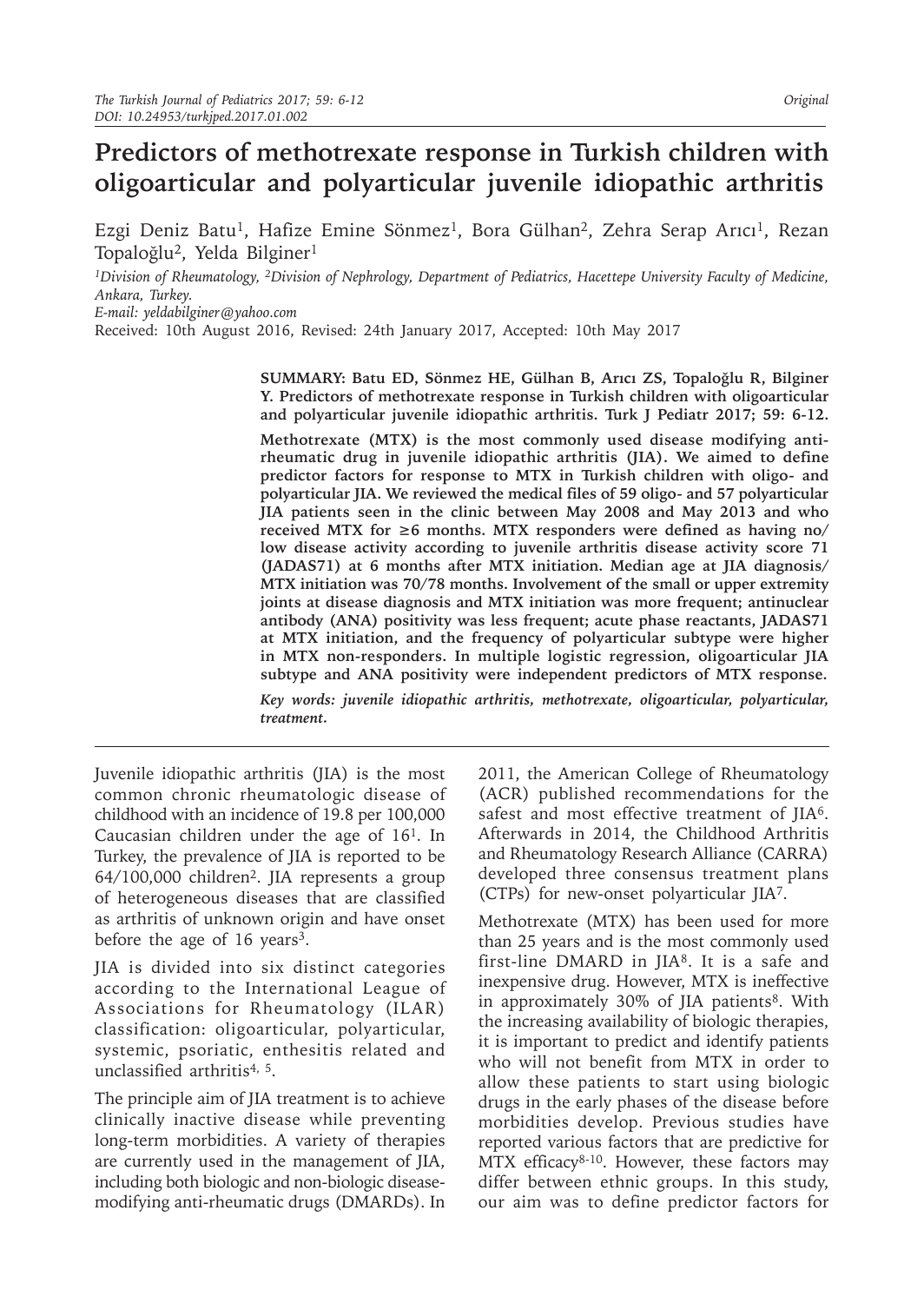# Predictors of methotrexate response in Turkish children with oligoarticular and polyarticular juvenile idiopathic arthritis

Ezgi Deniz Batu[1], Hafize Emine Sönmez[1], Bora Gülhan[2], Zehra Serap Arıcı[1], Rezan Topaloğlu[2], Yelda Bilginer[1]

[1]Division of Rheumatology, [2]Division of Nephrology, Department of Pediatrics, Hacettepe University Faculty of Medicine, Ankara, Turkey.

*E-mail: yeldabilginer@yahoo.com*

Received: 10th August 2016, Revised: 24th January 2017, Accepted: 10th May 2017

**SUMMARY: Batu ED, Sönmez HE, Gülhan B, Arıcı ZS, Topaloğlu R, Bilginer Y. Predictors of methotrexate response in Turkish children with oligoarticular and polyarticular juvenile idiopathic arthritis. Turk J Pediatr 2017; 59: 6-12.**

**Methotrexate (MTX) is the most commonly used disease modifying anti-rheumatic drug in juvenile idiopathic arthritis (JIA). We aimed to define predictor factors for response to MTX in Turkish children with oligo- and polyarticular JIA. We reviewed the medical files of 59 oligo- and 57 polyarticular JIA patients seen in the clinic between May 2008 and May 2013 and who received MTX for ≥6 months. MTX responders were defined as having no/low disease activity according to juvenile arthritis disease activity score 71 (JADAS71) at 6 months after MTX initiation. Median age at JIA diagnosis/MTX initiation was 70/78 months. Involvement of the small or upper extremity joints at disease diagnosis and MTX initiation was more frequent; antinuclear antibody (ANA) positivity was less frequent; acute phase reactants, JADAS71 at MTX initiation, and the frequency of polyarticular subtype were higher in MTX non-responders. In multiple logistic regression, oligoarticular JIA subtype and ANA positivity were independent predictors of MTX response.**

***Key words: juvenile idiopathic arthritis, methotrexate, oligoarticular, polyarticular, treatment.***

Juvenile idiopathic arthritis (JIA) is the most common chronic rheumatologic disease of childhood with an incidence of 19.8 per 100,000 Caucasian children under the age of 16[1]. In Turkey, the prevalence of JIA is reported to be 64/100,000 children[2]. JIA represents a group of heterogeneous diseases that are classified as arthritis of unknown origin and have onset before the age of 16 years[3].

JIA is divided into six distinct categories according to the International League of Associations for Rheumatology (ILAR) classification: oligoarticular, polyarticular, systemic, psoriatic, enthesitis related and unclassified arthritis[4, 5].

The principle aim of JIA treatment is to achieve clinically inactive disease while preventing long-term morbidities. A variety of therapies are currently used in the management of JIA, including both biologic and non-biologic disease-modifying anti-rheumatic drugs (DMARDs). In 2011, the American College of Rheumatology (ACR) published recommendations for the safest and most effective treatment of JIA[6]. Afterwards in 2014, the Childhood Arthritis and Rheumatology Research Alliance (CARRA) developed three consensus treatment plans (CTPs) for new-onset polyarticular JIA[7].

Methotrexate (MTX) has been used for more than 25 years and is the most commonly used first-line DMARD in JIA[8]. It is a safe and inexpensive drug. However, MTX is ineffective in approximately 30% of JIA patients[8]. With the increasing availability of biologic therapies, it is important to predict and identify patients who will not benefit from MTX in order to allow these patients to start using biologic drugs in the early phases of the disease before morbidities develop. Previous studies have reported various factors that are predictive for MTX efficacy[8-10]. However, these factors may differ between ethnic groups. In this study, our aim was to define predictor factors for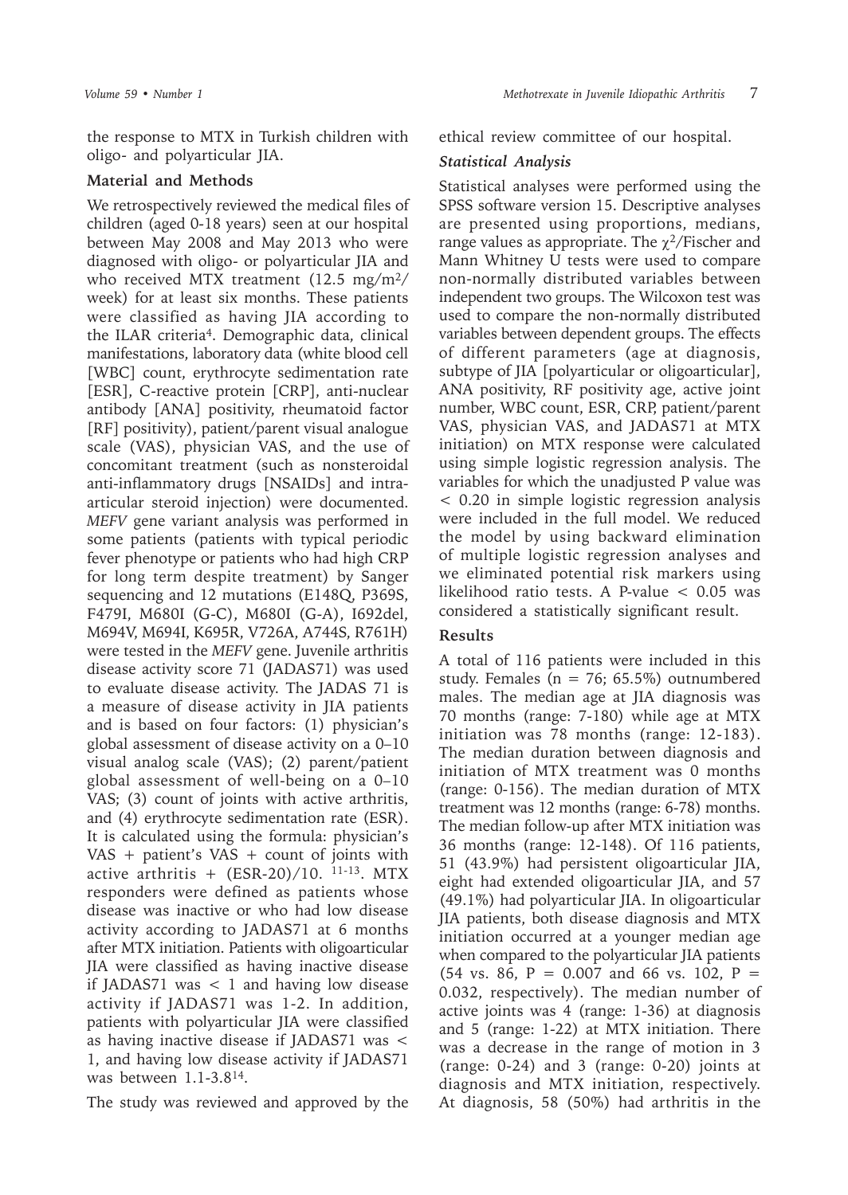the response to MTX in Turkish children with oligo- and polyarticular JIA.

## Material and Methods

We retrospectively reviewed the medical files of children (aged 0-18 years) seen at our hospital between May 2008 and May 2013 who were diagnosed with oligo- or polyarticular JIA and who received MTX treatment (12.5 mg/m$^2$/week) for at least six months. These patients were classified as having JIA according to the ILAR criteria[4]. Demographic data, clinical manifestations, laboratory data (white blood cell [WBC] count, erythrocyte sedimentation rate [ESR], C-reactive protein [CRP], anti-nuclear antibody [ANA] positivity, rheumatoid factor [RF] positivity), patient/parent visual analogue scale (VAS), physician VAS, and the use of concomitant treatment (such as nonsteroidal anti-inflammatory drugs [NSAIDs] and intra-articular steroid injection) were documented. *MEFV* gene variant analysis was performed in some patients (patients with typical periodic fever phenotype or patients who had high CRP for long term despite treatment) by Sanger sequencing and 12 mutations (E148Q, P369S, F479I, M680I (G-C), M680I (G-A), I692del, M694V, M694I, K695R, V726A, A744S, R761H) were tested in the *MEFV* gene. Juvenile arthritis disease activity score 71 (JADAS71) was used to evaluate disease activity. The JADAS 71 is a measure of disease activity in JIA patients and is based on four factors: (1) physician's global assessment of disease activity on a 0–10 visual analog scale (VAS); (2) parent/patient global assessment of well-being on a 0–10 VAS; (3) count of joints with active arthritis, and (4) erythrocyte sedimentation rate (ESR). It is calculated using the formula: physician's VAS + patient's VAS + count of joints with active arthritis + (ESR-20)/10. [11-13]. MTX responders were defined as patients whose disease was inactive or who had low disease activity according to JADAS71 at 6 months after MTX initiation. Patients with oligoarticular JIA were classified as having inactive disease if JADAS71 was $< 1$ and having low disease activity if JADAS71 was 1-2. In addition, patients with polyarticular JIA were classified as having inactive disease if JADAS71 was $<$ 1, and having low disease activity if JADAS71 was between 1.1-3.8[14].

The study was reviewed and approved by the ethical review committee of our hospital.

### *Statistical Analysis*

Statistical analyses were performed using the SPSS software version 15. Descriptive analyses are presented using proportions, medians, range values as appropriate. The $\chi^2$/Fischer and Mann Whitney U tests were used to compare non-normally distributed variables between independent two groups. The Wilcoxon test was used to compare the non-normally distributed variables between dependent groups. The effects of different parameters (age at diagnosis, subtype of JIA [polyarticular or oligoarticular], ANA positivity, RF positivity age, active joint number, WBC count, ESR, CRP, patient/parent VAS, physician VAS, and JADAS71 at MTX initiation) on MTX response were calculated using simple logistic regression analysis. The variables for which the unadjusted P value was $< 0.20$ in simple logistic regression analysis were included in the full model. We reduced the model by using backward elimination of multiple logistic regression analyses and we eliminated potential risk markers using likelihood ratio tests. A P-value $< 0.05$ was considered a statistically significant result.

## Results

A total of 116 patients were included in this study. Females (n = 76; 65.5%) outnumbered males. The median age at JIA diagnosis was 70 months (range: 7-180) while age at MTX initiation was 78 months (range: 12-183). The median duration between diagnosis and initiation of MTX treatment was 0 months (range: 0-156). The median duration of MTX treatment was 12 months (range: 6-78) months. The median follow-up after MTX initiation was 36 months (range: 12-148). Of 116 patients, 51 (43.9%) had persistent oligoarticular JIA, eight had extended oligoarticular JIA, and 57 (49.1%) had polyarticular JIA. In oligoarticular JIA patients, both disease diagnosis and MTX initiation occurred at a younger median age when compared to the polyarticular JIA patients (54 vs. 86, P = 0.007 and 66 vs. 102, P = 0.032, respectively). The median number of active joints was 4 (range: 1-36) at diagnosis and 5 (range: 1-22) at MTX initiation. There was a decrease in the range of motion in 3 (range: 0-24) and 3 (range: 0-20) joints at diagnosis and MTX initiation, respectively. At diagnosis, 58 (50%) had arthritis in the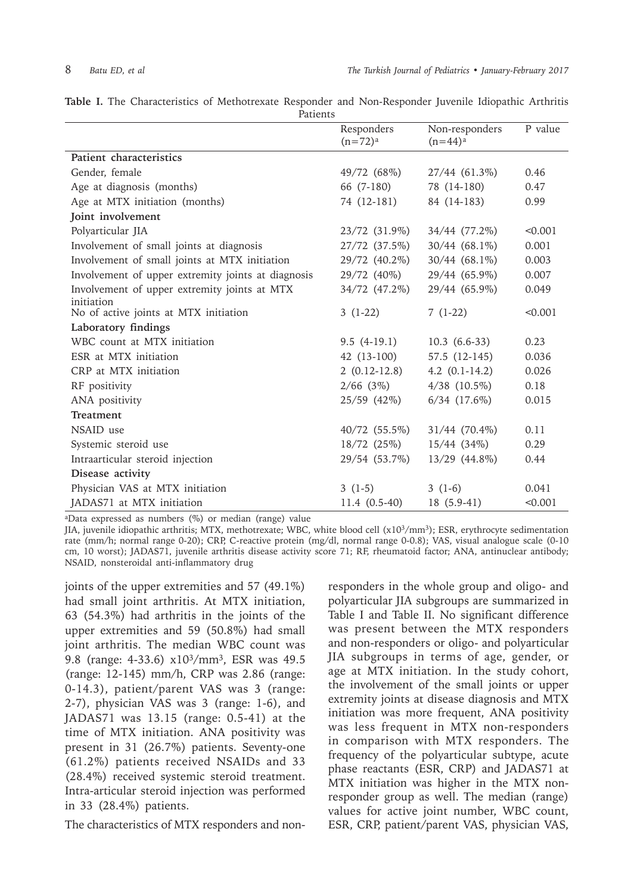**Table I.** The Characteristics of Methotrexate Responder and Non-Responder Juvenile Idiopathic Arthritis Patients

| | Responders (n=72)[a] | Non-responders (n=44)[a] | P value |
|---|---|---|---|
| **Patient characteristics** | | | |
| Gender, female | 49/72 (68%) | 27/44 (61.3%) | 0.46 |
| Age at diagnosis (months) | 66 (7-180) | 78 (14-180) | 0.47 |
| Age at MTX initiation (months) | 74 (12-181) | 84 (14-183) | 0.99 |
| **Joint involvement** | | | |
| Polyarticular JIA | 23/72 (31.9%) | 34/44 (77.2%) | <0.001 |
| Involvement of small joints at diagnosis | 27/72 (37.5%) | 30/44 (68.1%) | 0.001 |
| Involvement of small joints at MTX initiation | 29/72 (40.2%) | 30/44 (68.1%) | 0.003 |
| Involvement of upper extremity joints at diagnosis | 29/72 (40%) | 29/44 (65.9%) | 0.007 |
| Involvement of upper extremity joints at MTX initiation | 34/72 (47.2%) | 29/44 (65.9%) | 0.049 |
| No of active joints at MTX initiation | 3 (1-22) | 7 (1-22) | <0.001 |
| **Laboratory findings** | | | |
| WBC count at MTX initiation | 9.5 (4-19.1) | 10.3 (6.6-33) | 0.23 |
| ESR at MTX initiation | 42 (13-100) | 57.5 (12-145) | 0.036 |
| CRP at MTX initiation | 2 (0.12-12.8) | 4.2 (0.1-14.2) | 0.026 |
| RF positivity | 2/66 (3%) | 4/38 (10.5%) | 0.18 |
| ANA positivity | 25/59 (42%) | 6/34 (17.6%) | 0.015 |
| **Treatment** | | | |
| NSAID use | 40/72 (55.5%) | 31/44 (70.4%) | 0.11 |
| Systemic steroid use | 18/72 (25%) | 15/44 (34%) | 0.29 |
| Intraarticular steroid injection | 29/54 (53.7%) | 13/29 (44.8%) | 0.44 |
| **Disease activity** | | | |
| Physician VAS at MTX initiation | 3 (1-5) | 3 (1-6) | 0.041 |
| JADAS71 at MTX initiation | 11.4 (0.5-40) | 18 (5.9-41) | <0.001 |

[a]Data expressed as numbers (%) or median (range) value

JIA, juvenile idiopathic arthritis; MTX, methotrexate; WBC, white blood cell ($x10^3/mm^3$); ESR, erythrocyte sedimentation rate (mm/h; normal range 0-20); CRP, C-reactive protein (mg/dl, normal range 0-0.8); VAS, visual analogue scale (0-10 cm, 10 worst); JADAS71, juvenile arthritis disease activity score 71; RF, rheumatoid factor; ANA, antinuclear antibody; NSAID, nonsteroidal anti-inflammatory drug

joints of the upper extremities and 57 (49.1%) had small joint arthritis. At MTX initiation, 63 (54.3%) had arthritis in the joints of the upper extremities and 59 (50.8%) had small joint arthritis. The median WBC count was 9.8 (range: 4-33.6) $x10^3/mm^3$, ESR was 49.5 (range: 12-145) mm/h, CRP was 2.86 (range: 0-14.3), patient/parent VAS was 3 (range: 2-7), physician VAS was 3 (range: 1-6), and JADAS71 was 13.15 (range: 0.5-41) at the time of MTX initiation. ANA positivity was present in 31 (26.7%) patients. Seventy-one (61.2%) patients received NSAIDs and 33 (28.4%) received systemic steroid treatment. Intra-articular steroid injection was performed in 33 (28.4%) patients.

The characteristics of MTX responders and non-responders in the whole group and oligo- and polyarticular JIA subgroups are summarized in Table I and Table II. No significant difference was present between the MTX responders and non-responders or oligo- and polyarticular JIA subgroups in terms of age, gender, or age at MTX initiation. In the study cohort, the involvement of the small joints or upper extremity joints at disease diagnosis and MTX initiation was more frequent, ANA positivity was less frequent in MTX non-responders in comparison with MTX responders. The frequency of the polyarticular subtype, acute phase reactants (ESR, CRP) and JADAS71 at MTX initiation was higher in the MTX non-responder group as well. The median (range) values for active joint number, WBC count, ESR, CRP, patient/parent VAS, physician VAS,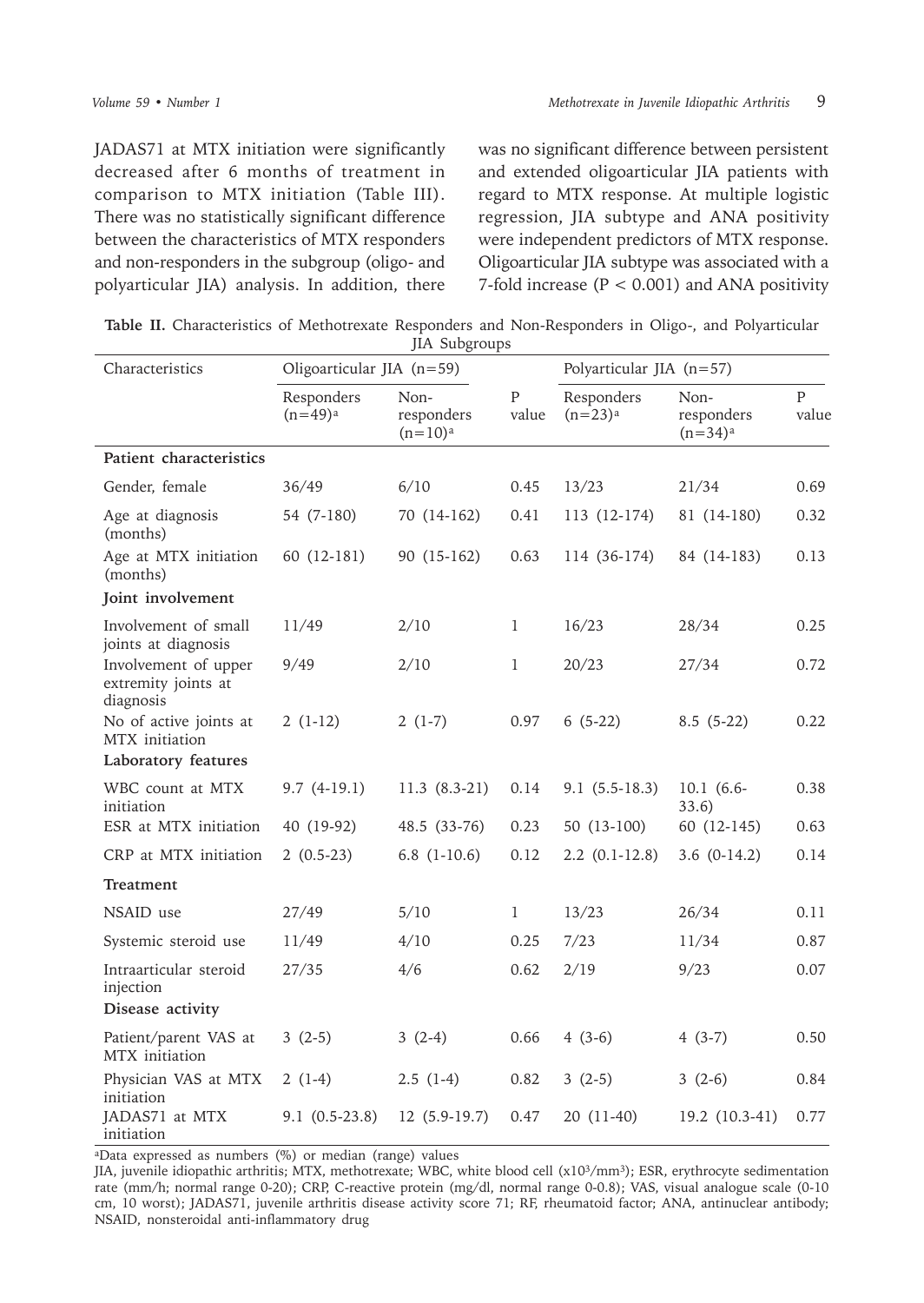JADAS71 at MTX initiation were significantly decreased after 6 months of treatment in comparison to MTX initiation (Table III). There was no statistically significant difference between the characteristics of MTX responders and non-responders in the subgroup (oligo- and polyarticular JIA) analysis. In addition, there was no significant difference between persistent and extended oligoarticular JIA patients with regard to MTX response. At multiple logistic regression, JIA subtype and ANA positivity were independent predictors of MTX response. Oligoarticular JIA subtype was associated with a 7-fold increase ($P < 0.001$) and ANA positivity

**Table II.** Characteristics of Methotrexate Responders and Non-Responders in Oligo-, and Polyarticular JIA Subgroups

| Characteristics | Oligoarticular JIA (n=59) | | | Polyarticular JIA (n=57) | | |
|---|---|---|---|---|---|---|
| | Responders (n=49)[a] | Non-responders (n=10)[a] | P value | Responders (n=23)[a] | Non-responders (n=34)[a] | P value |
| **Patient characteristics** | | | | | | |
| Gender, female | 36/49 | 6/10 | 0.45 | 13/23 | 21/34 | 0.69 |
| Age at diagnosis (months) | 54 (7-180) | 70 (14-162) | 0.41 | 113 (12-174) | 81 (14-180) | 0.32 |
| Age at MTX initiation (months) | 60 (12-181) | 90 (15-162) | 0.63 | 114 (36-174) | 84 (14-183) | 0.13 |
| **Joint involvement** | | | | | | |
| Involvement of small joints at diagnosis | 11/49 | 2/10 | 1 | 16/23 | 28/34 | 0.25 |
| Involvement of upper extremity joints at diagnosis | 9/49 | 2/10 | 1 | 20/23 | 27/34 | 0.72 |
| No of active joints at MTX initiation | 2 (1-12) | 2 (1-7) | 0.97 | 6 (5-22) | 8.5 (5-22) | 0.22 |
| **Laboratory features** | | | | | | |
| WBC count at MTX initiation | 9.7 (4-19.1) | 11.3 (8.3-21) | 0.14 | 9.1 (5.5-18.3) | 10.1 (6.6-33.6) | 0.38 |
| ESR at MTX initiation | 40 (19-92) | 48.5 (33-76) | 0.23 | 50 (13-100) | 60 (12-145) | 0.63 |
| CRP at MTX initiation | 2 (0.5-23) | 6.8 (1-10.6) | 0.12 | 2.2 (0.1-12.8) | 3.6 (0-14.2) | 0.14 |
| **Treatment** | | | | | | |
| NSAID use | 27/49 | 5/10 | 1 | 13/23 | 26/34 | 0.11 |
| Systemic steroid use | 11/49 | 4/10 | 0.25 | 7/23 | 11/34 | 0.87 |
| Intraarticular steroid injection | 27/35 | 4/6 | 0.62 | 2/19 | 9/23 | 0.07 |
| **Disease activity** | | | | | | |
| Patient/parent VAS at MTX initiation | 3 (2-5) | 3 (2-4) | 0.66 | 4 (3-6) | 4 (3-7) | 0.50 |
| Physician VAS at MTX initiation | 2 (1-4) | 2.5 (1-4) | 0.82 | 3 (2-5) | 3 (2-6) | 0.84 |
| JADAS71 at MTX initiation | 9.1 (0.5-23.8) | 12 (5.9-19.7) | 0.47 | 20 (11-40) | 19.2 (10.3-41) | 0.77 |

[a]Data expressed as numbers (%) or median (range) values

JIA, juvenile idiopathic arthritis; MTX, methotrexate; WBC, white blood cell ($x10^3/mm^3$); ESR, erythrocyte sedimentation rate (mm/h; normal range 0-20); CRP, C-reactive protein (mg/dl, normal range 0-0.8); VAS, visual analogue scale (0-10 cm, 10 worst); JADAS71, juvenile arthritis disease activity score 71; RF, rheumatoid factor; ANA, antinuclear antibody; NSAID, nonsteroidal anti-inflammatory drug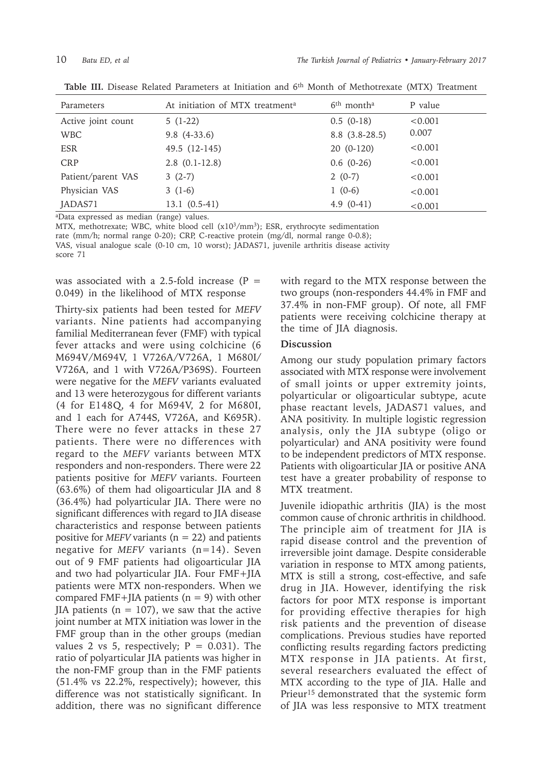**Table III.** Disease Related Parameters at Initiation and 6th Month of Methotrexate (MTX) Treatment

| Parameters | At initiation of MTX treatment[a] | 6th month[a] | P value |
|---|---|---|---|
| Active joint count | 5 (1-22) | 0.5 (0-18) | <0.001 |
| WBC | 9.8 (4-33.6) | 8.8 (3.8-28.5) | 0.007 |
| ESR | 49.5 (12-145) | 20 (0-120) | <0.001 |
| CRP | 2.8 (0.1-12.8) | 0.6 (0-26) | <0.001 |
| Patient/parent VAS | 3 (2-7) | 2 (0-7) | <0.001 |
| Physician VAS | 3 (1-6) | 1 (0-6) | <0.001 |
| JADAS71 | 13.1 (0.5-41) | 4.9 (0-41) | <0.001 |

[a]Data expressed as median (range) values.

MTX, methotrexate; WBC, white blood cell ($x10^3/mm^3$); ESR, erythrocyte sedimentation rate (mm/h; normal range 0-20); CRP, C-reactive protein (mg/dl, normal range 0-0.8); VAS, visual analogue scale (0-10 cm, 10 worst); JADAS71, juvenile arthritis disease activity score 71

was associated with a 2.5-fold increase (P = 0.049) in the likelihood of MTX response

Thirty-six patients had been tested for *MEFV* variants. Nine patients had accompanying familial Mediterranean fever (FMF) with typical fever attacks and were using colchicine (6 M694V/M694V, 1 V726A/V726A, 1 M680I/V726A, and 1 with V726A/P369S). Fourteen were negative for the *MEFV* variants evaluated and 13 were heterozygous for different variants (4 for E148Q, 4 for M694V, 2 for M680I, and 1 each for A744S, V726A, and K695R). There were no fever attacks in these 27 patients. There were no differences with regard to the *MEFV* variants between MTX responders and non-responders. There were 22 patients positive for *MEFV* variants. Fourteen (63.6%) of them had oligoarticular JIA and 8 (36.4%) had polyarticular JIA. There were no significant differences with regard to JIA disease characteristics and response between patients positive for *MEFV* variants (n = 22) and patients negative for *MEFV* variants (n=14). Seven out of 9 FMF patients had oligoarticular JIA and two had polyarticular JIA. Four FMF+JIA patients were MTX non-responders. When we compared FMF+JIA patients (n = 9) with other JIA patients (n = 107), we saw that the active joint number at MTX initiation was lower in the FMF group than in the other groups (median values 2 vs 5, respectively; P = 0.031). The ratio of polyarticular JIA patients was higher in the non-FMF group than in the FMF patients (51.4% vs 22.2%, respectively); however, this difference was not statistically significant. In addition, there was no significant difference with regard to the MTX response between the two groups (non-responders 44.4% in FMF and 37.4% in non-FMF group). Of note, all FMF patients were receiving colchicine therapy at the time of JIA diagnosis.

## Discussion

Among our study population primary factors associated with MTX response were involvement of small joints or upper extremity joints, polyarticular or oligoarticular subtype, acute phase reactant levels, JADAS71 values, and ANA positivity. In multiple logistic regression analysis, only the JIA subtype (oligo or polyarticular) and ANA positivity were found to be independent predictors of MTX response. Patients with oligoarticular JIA or positive ANA test have a greater probability of response to MTX treatment.

Juvenile idiopathic arthritis (JIA) is the most common cause of chronic arthritis in childhood. The principle aim of treatment for JIA is rapid disease control and the prevention of irreversible joint damage. Despite considerable variation in response to MTX among patients, MTX is still a strong, cost-effective, and safe drug in JIA. However, identifying the risk factors for poor MTX response is important for providing effective therapies for high risk patients and the prevention of disease complications. Previous studies have reported conflicting results regarding factors predicting MTX response in JIA patients. At first, several researchers evaluated the effect of MTX according to the type of JIA. Halle and Prieur[15] demonstrated that the systemic form of JIA was less responsive to MTX treatment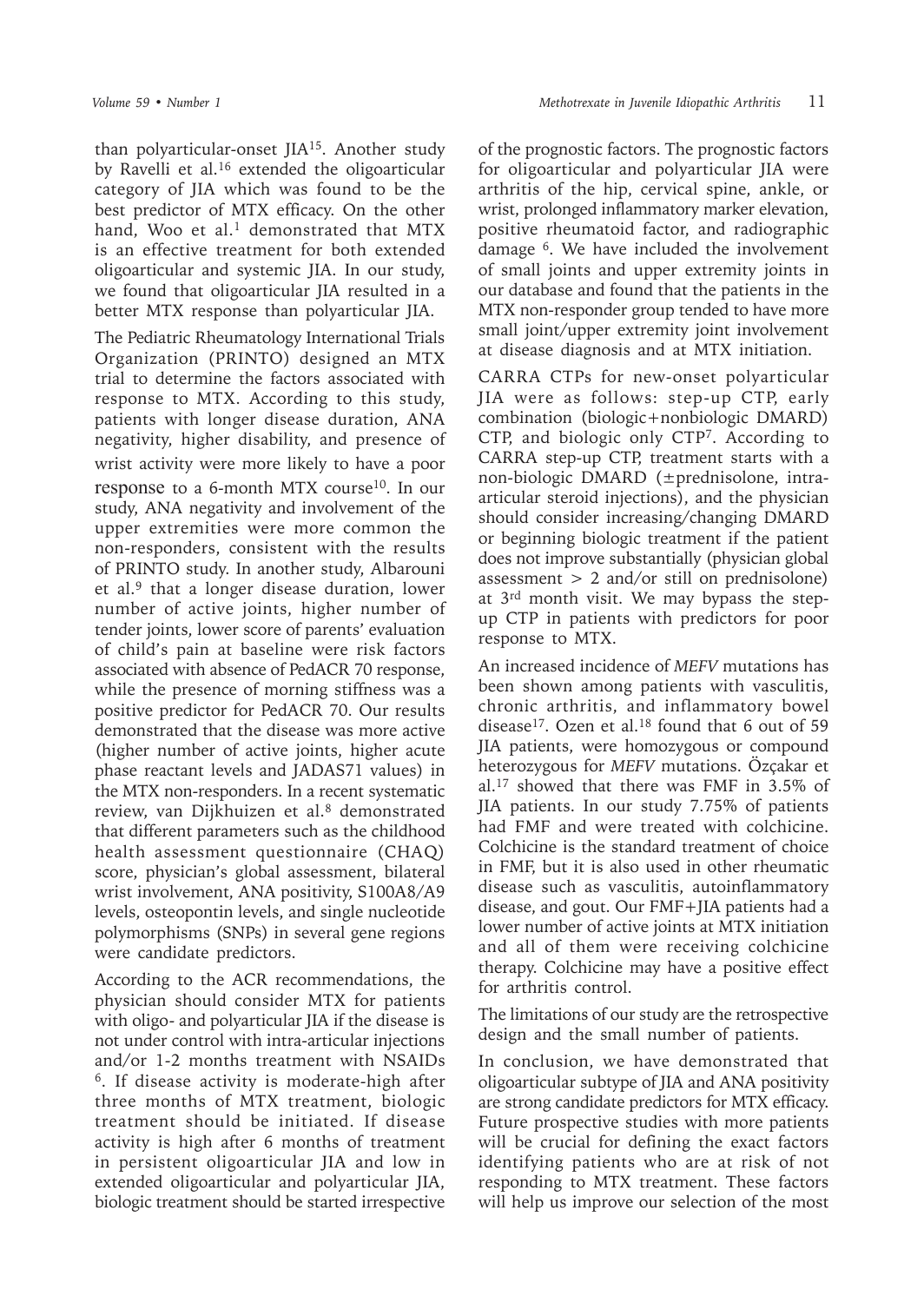than polyarticular-onset JIA[15]. Another study by Ravelli et al.[16] extended the oligoarticular category of JIA which was found to be the best predictor of MTX efficacy. On the other hand, Woo et al.[1] demonstrated that MTX is an effective treatment for both extended oligoarticular and systemic JIA. In our study, we found that oligoarticular JIA resulted in a better MTX response than polyarticular JIA.

The Pediatric Rheumatology International Trials Organization (PRINTO) designed an MTX trial to determine the factors associated with response to MTX. According to this study, patients with longer disease duration, ANA negativity, higher disability, and presence of wrist activity were more likely to have a poor response to a 6-month MTX course[10]. In our study, ANA negativity and involvement of the upper extremities were more common the non-responders, consistent with the results of PRINTO study. In another study, Albarouni et al.[9] that a longer disease duration, lower number of active joints, higher number of tender joints, lower score of parents' evaluation of child's pain at baseline were risk factors associated with absence of PedACR 70 response, while the presence of morning stiffness was a positive predictor for PedACR 70. Our results demonstrated that the disease was more active (higher number of active joints, higher acute phase reactant levels and JADAS71 values) in the MTX non-responders. In a recent systematic review, van Dijkhuizen et al.[8] demonstrated that different parameters such as the childhood health assessment questionnaire (CHAQ) score, physician's global assessment, bilateral wrist involvement, ANA positivity, S100A8/A9 levels, osteopontin levels, and single nucleotide polymorphisms (SNPs) in several gene regions were candidate predictors.

According to the ACR recommendations, the physician should consider MTX for patients with oligo- and polyarticular JIA if the disease is not under control with intra-articular injections and/or 1-2 months treatment with NSAIDs [6]. If disease activity is moderate-high after three months of MTX treatment, biologic treatment should be initiated. If disease activity is high after 6 months of treatment in persistent oligoarticular JIA and low in extended oligoarticular and polyarticular JIA, biologic treatment should be started irrespective of the prognostic factors. The prognostic factors for oligoarticular and polyarticular JIA were arthritis of the hip, cervical spine, ankle, or wrist, prolonged inflammatory marker elevation, positive rheumatoid factor, and radiographic damage [6]. We have included the involvement of small joints and upper extremity joints in our database and found that the patients in the MTX non-responder group tended to have more small joint/upper extremity joint involvement at disease diagnosis and at MTX initiation.

CARRA CTPs for new-onset polyarticular JIA were as follows: step-up CTP, early combination (biologic+nonbiologic DMARD) CTP, and biologic only CTP[7]. According to CARRA step-up CTP, treatment starts with a non-biologic DMARD (±prednisolone, intra-articular steroid injections), and the physician should consider increasing/changing DMARD or beginning biologic treatment if the patient does not improve substantially (physician global assessment > 2 and/or still on prednisolone) at 3rd month visit. We may bypass the step-up CTP in patients with predictors for poor response to MTX.

An increased incidence of *MEFV* mutations has been shown among patients with vasculitis, chronic arthritis, and inflammatory bowel disease[17]. Ozen et al.[18] found that 6 out of 59 JIA patients, were homozygous or compound heterozygous for *MEFV* mutations. Özçakar et al.[17] showed that there was FMF in 3.5% of JIA patients. In our study 7.75% of patients had FMF and were treated with colchicine. Colchicine is the standard treatment of choice in FMF, but it is also used in other rheumatic disease such as vasculitis, autoinflammatory disease, and gout. Our FMF+JIA patients had a lower number of active joints at MTX initiation and all of them were receiving colchicine therapy. Colchicine may have a positive effect for arthritis control.

The limitations of our study are the retrospective design and the small number of patients.

In conclusion, we have demonstrated that oligoarticular subtype of JIA and ANA positivity are strong candidate predictors for MTX efficacy. Future prospective studies with more patients will be crucial for defining the exact factors identifying patients who are at risk of not responding to MTX treatment. These factors will help us improve our selection of the most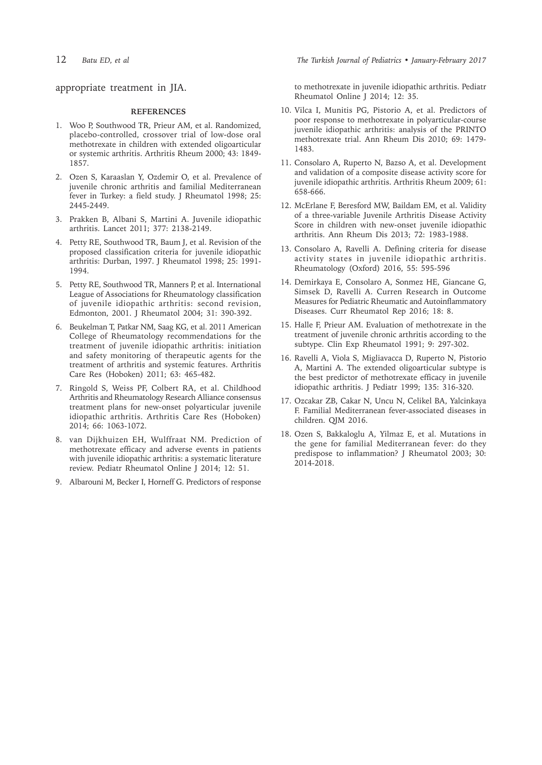appropriate treatment in JIA.

## REFERENCES

1. Woo P, Southwood TR, Prieur AM, et al. Randomized, placebo-controlled, crossover trial of low-dose oral methotrexate in children with extended oligoarticular or systemic arthritis. Arthritis Rheum 2000; 43: 1849-1857.
2. Ozen S, Karaaslan Y, Ozdemir O, et al. Prevalence of juvenile chronic arthritis and familial Mediterranean fever in Turkey: a field study. J Rheumatol 1998; 25: 2445-2449.
3. Prakken B, Albani S, Martini A. Juvenile idiopathic arthritis. Lancet 2011; 377: 2138-2149.
4. Petty RE, Southwood TR, Baum J, et al. Revision of the proposed classification criteria for juvenile idiopathic arthritis: Durban, 1997. J Rheumatol 1998; 25: 1991-1994.
5. Petty RE, Southwood TR, Manners P, et al. International League of Associations for Rheumatology classification of juvenile idiopathic arthritis: second revision, Edmonton, 2001. J Rheumatol 2004; 31: 390-392.
6. Beukelman T, Patkar NM, Saag KG, et al. 2011 American College of Rheumatology recommendations for the treatment of juvenile idiopathic arthritis: initiation and safety monitoring of therapeutic agents for the treatment of arthritis and systemic features. Arthritis Care Res (Hoboken) 2011; 63: 465-482.
7. Ringold S, Weiss PF, Colbert RA, et al. Childhood Arthritis and Rheumatology Research Alliance consensus treatment plans for new-onset polyarticular juvenile idiopathic arthritis. Arthritis Care Res (Hoboken) 2014; 66: 1063-1072.
8. van Dijkhuizen EH, Wulffraat NM. Prediction of methotrexate efficacy and adverse events in patients with juvenile idiopathic arthritis: a systematic literature review. Pediatr Rheumatol Online J 2014; 12: 51.
9. Albarouni M, Becker I, Horneff G. Predictors of response to methotrexate in juvenile idiopathic arthritis. Pediatr Rheumatol Online J 2014; 12: 35.
10. Vilca I, Munitis PG, Pistorio A, et al. Predictors of poor response to methotrexate in polyarticular-course juvenile idiopathic arthritis: analysis of the PRINTO methotrexate trial. Ann Rheum Dis 2010; 69: 1479-1483.
11. Consolaro A, Ruperto N, Bazso A, et al. Development and validation of a composite disease activity score for juvenile idiopathic arthritis. Arthritis Rheum 2009; 61: 658-666.
12. McErlane F, Beresford MW, Baildam EM, et al. Validity of a three-variable Juvenile Arthritis Disease Activity Score in children with new-onset juvenile idiopathic arthritis. Ann Rheum Dis 2013; 72: 1983-1988.
13. Consolaro A, Ravelli A. Defining criteria for disease activity states in juvenile idiopathic arthritis. Rheumatology (Oxford) 2016, 55: 595-596
14. Demirkaya E, Consolaro A, Sonmez HE, Giancane G, Simsek D, Ravelli A. Curren Research in Outcome Measures for Pediatric Rheumatic and Autoinflammatory Diseases. Curr Rheumatol Rep 2016; 18: 8.
15. Halle F, Prieur AM. Evaluation of methotrexate in the treatment of juvenile chronic arthritis according to the subtype. Clin Exp Rheumatol 1991; 9: 297-302.
16. Ravelli A, Viola S, Migliavacca D, Ruperto N, Pistorio A, Martini A. The extended oligoarticular subtype is the best predictor of methotrexate efficacy in juvenile idiopathic arthritis. J Pediatr 1999; 135: 316-320.
17. Ozcakar ZB, Cakar N, Uncu N, Celikel BA, Yalcinkaya F. Familial Mediterranean fever-associated diseases in children. QJM 2016.
18. Ozen S, Bakkaloglu A, Yilmaz E, et al. Mutations in the gene for familial Mediterranean fever: do they predispose to inflammation? J Rheumatol 2003; 30: 2014-2018.